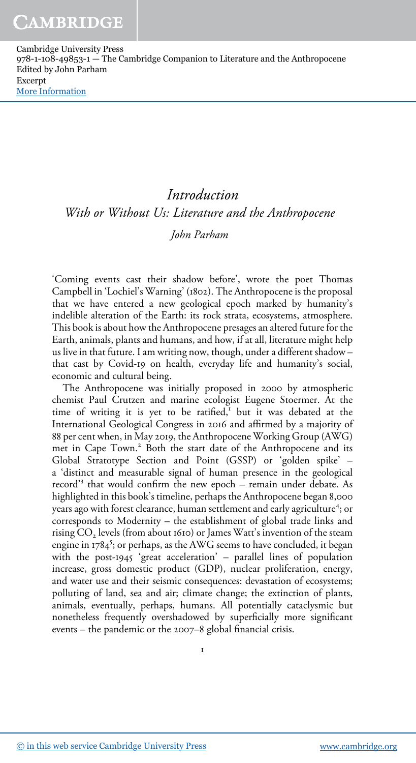# Introduction
## *With or Without Us: Literature and the Anthropocene*

*John Parham*

'Coming events cast their shadow before', wrote the poet Thomas Campbell in 'Lochiel's Warning' (1802). The Anthropocene is the proposal that we have entered a new geological epoch marked by humanity's indelible alteration of the Earth: its rock strata, ecosystems, atmosphere. This book is about how the Anthropocene presages an altered future for the Earth, animals, plants and humans, and how, if at all, literature might help us live in that future. I am writing now, though, under a different shadow – that cast by Covid-19 on health, everyday life and humanity's social, economic and cultural being.

The Anthropocene was initially proposed in 2000 by atmospheric chemist Paul Crutzen and marine ecologist Eugene Stoermer. At the time of writing it is yet to be ratified,[1] but it was debated at the International Geological Congress in 2016 and affirmed by a majority of 88 per cent when, in May 2019, the Anthropocene Working Group (AWG) met in Cape Town.[2] Both the start date of the Anthropocene and its Global Stratotype Section and Point (GSSP) or 'golden spike' – a 'distinct and measurable signal of human presence in the geological record'[3] that would confirm the new epoch – remain under debate. As highlighted in this book's timeline, perhaps the Anthropocene began 8,000 years ago with forest clearance, human settlement and early agriculture[4]; or corresponds to Modernity – the establishment of global trade links and rising $CO_2$ levels (from about 1610) or James Watt's invention of the steam engine in 1784[5]; or perhaps, as the AWG seems to have concluded, it began with the post-1945 'great acceleration' – parallel lines of population increase, gross domestic product (GDP), nuclear proliferation, energy, and water use and their seismic consequences: devastation of ecosystems; polluting of land, sea and air; climate change; the extinction of plants, animals, eventually, perhaps, humans. All potentially cataclysmic but nonetheless frequently overshadowed by superficially more significant events – the pandemic or the 2007–8 global financial crisis.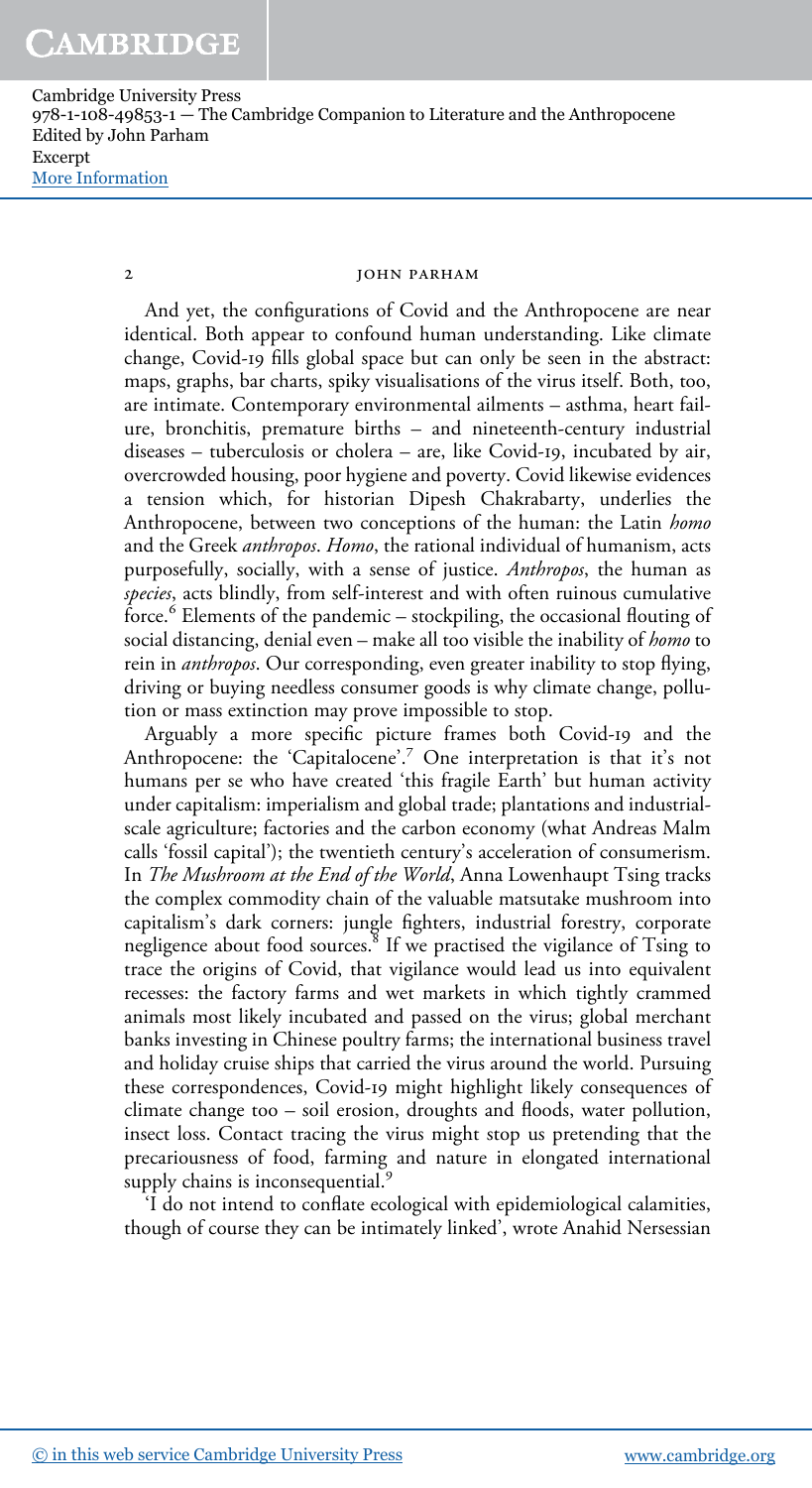And yet, the configurations of Covid and the Anthropocene are near identical. Both appear to confound human understanding. Like climate change, Covid-19 fills global space but can only be seen in the abstract: maps, graphs, bar charts, spiky visualisations of the virus itself. Both, too, are intimate. Contemporary environmental ailments – asthma, heart failure, bronchitis, premature births – and nineteenth-century industrial diseases – tuberculosis or cholera – are, like Covid-19, incubated by air, overcrowded housing, poor hygiene and poverty. Covid likewise evidences a tension which, for historian Dipesh Chakrabarty, underlies the Anthropocene, between two conceptions of the human: the Latin *homo* and the Greek *anthropos*. *Homo*, the rational individual of humanism, acts purposefully, socially, with a sense of justice. *Anthropos*, the human as *species*, acts blindly, from self-interest and with often ruinous cumulative force.[6] Elements of the pandemic – stockpiling, the occasional flouting of social distancing, denial even – make all too visible the inability of *homo* to rein in *anthropos*. Our corresponding, even greater inability to stop flying, driving or buying needless consumer goods is why climate change, pollution or mass extinction may prove impossible to stop.

Arguably a more specific picture frames both Covid-19 and the Anthropocene: the 'Capitalocene'.[7] One interpretation is that it's not humans per se who have created 'this fragile Earth' but human activity under capitalism: imperialism and global trade; plantations and industrial-scale agriculture; factories and the carbon economy (what Andreas Malm calls 'fossil capital'); the twentieth century's acceleration of consumerism. In *The Mushroom at the End of the World*, Anna Lowenhaupt Tsing tracks the complex commodity chain of the valuable matsutake mushroom into capitalism's dark corners: jungle fighters, industrial forestry, corporate negligence about food sources.[8] If we practised the vigilance of Tsing to trace the origins of Covid, that vigilance would lead us into equivalent recesses: the factory farms and wet markets in which tightly crammed animals most likely incubated and passed on the virus; global merchant banks investing in Chinese poultry farms; the international business travel and holiday cruise ships that carried the virus around the world. Pursuing these correspondences, Covid-19 might highlight likely consequences of climate change too – soil erosion, droughts and floods, water pollution, insect loss. Contact tracing the virus might stop us pretending that the precariousness of food, farming and nature in elongated international supply chains is inconsequential.[9]

'I do not intend to conflate ecological with epidemiological calamities, though of course they can be intimately linked', wrote Anahid Nersessian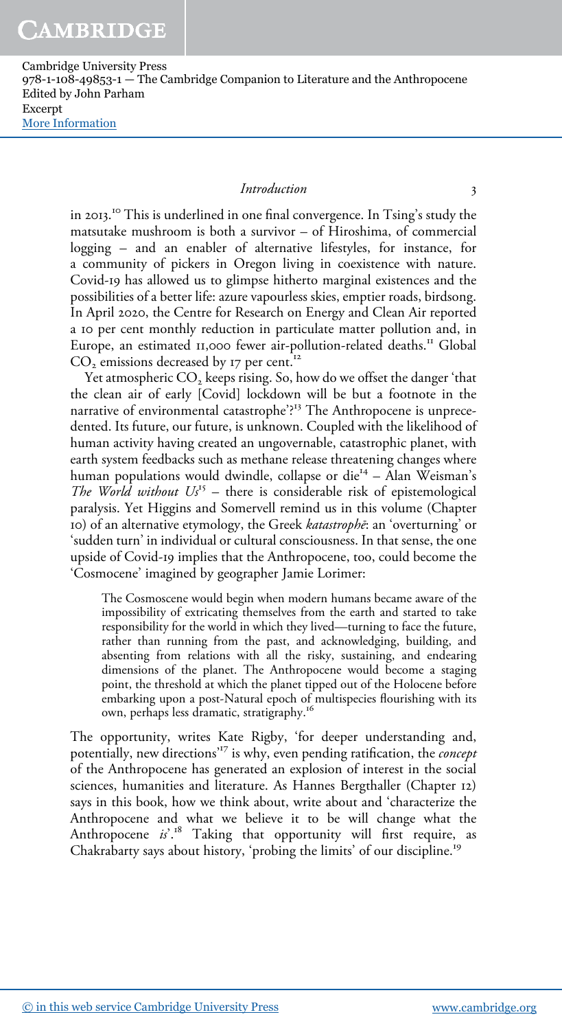in 2013.[10] This is underlined in one final convergence. In Tsing's study the matsutake mushroom is both a survivor – of Hiroshima, of commercial logging – and an enabler of alternative lifestyles, for instance, for a community of pickers in Oregon living in coexistence with nature. Covid-19 has allowed us to glimpse hitherto marginal existences and the possibilities of a better life: azure vapourless skies, emptier roads, birdsong. In April 2020, the Centre for Research on Energy and Clean Air reported a 10 per cent monthly reduction in particulate matter pollution and, in Europe, an estimated 11,000 fewer air-pollution-related deaths.[11] Global $CO_2$ emissions decreased by 17 per cent.[12]

Yet atmospheric $CO_2$ keeps rising. So, how do we offset the danger 'that the clean air of early [Covid] lockdown will be but a footnote in the narrative of environmental catastrophe'?[13] The Anthropocene is unprecedented. Its future, our future, is unknown. Coupled with the likelihood of human activity having created an ungovernable, catastrophic planet, with earth system feedbacks such as methane release threatening changes where human populations would dwindle, collapse or die[14] – Alan Weisman's *The World without Us*[15] – there is considerable risk of epistemological paralysis. Yet Higgins and Somervell remind us in this volume (Chapter 10) of an alternative etymology, the Greek *katastrophē*: an 'overturning' or 'sudden turn' in individual or cultural consciousness. In that sense, the one upside of Covid-19 implies that the Anthropocene, too, could become the 'Cosmocene' imagined by geographer Jamie Lorimer:

> The Cosmoscene would begin when modern humans became aware of the impossibility of extricating themselves from the earth and started to take responsibility for the world in which they lived—turning to face the future, rather than running from the past, and acknowledging, building, and absenting from relations with all the risky, sustaining, and endearing dimensions of the planet. The Anthropocene would become a staging point, the threshold at which the planet tipped out of the Holocene before embarking upon a post-Natural epoch of multispecies flourishing with its own, perhaps less dramatic, stratigraphy.[16]

The opportunity, writes Kate Rigby, 'for deeper understanding and, potentially, new directions'[17] is why, even pending ratification, the *concept* of the Anthropocene has generated an explosion of interest in the social sciences, humanities and literature. As Hannes Bergthaller (Chapter 12) says in this book, how we think about, write about and 'characterize the Anthropocene and what we believe it to be will change what the Anthropocene *is*'.[18] Taking that opportunity will first require, as Chakrabarty says about history, 'probing the limits' of our discipline.[19]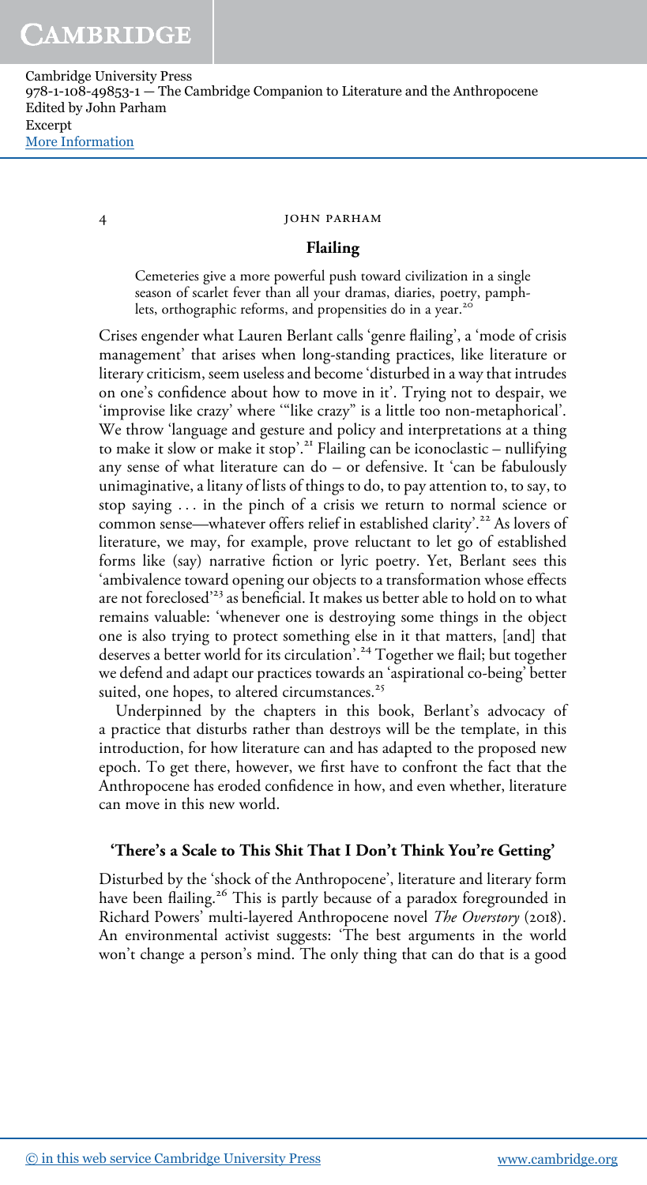## Flailing

> Cemeteries give a more powerful push toward civilization in a single season of scarlet fever than all your dramas, diaries, poetry, pamphlets, orthographic reforms, and propensities do in a year.[20]

Crises engender what Lauren Berlant calls 'genre flailing', a 'mode of crisis management' that arises when long-standing practices, like literature or literary criticism, seem useless and become 'disturbed in a way that intrudes on one's confidence about how to move in it'. Trying not to despair, we 'improvise like crazy' where '"like crazy" is a little too non-metaphorical'. We throw 'language and gesture and policy and interpretations at a thing to make it slow or make it stop'.[21] Flailing can be iconoclastic – nullifying any sense of what literature can do – or defensive. It 'can be fabulously unimaginative, a litany of lists of things to do, to pay attention to, to say, to stop saying . . . in the pinch of a crisis we return to normal science or common sense—whatever offers relief in established clarity'.[22] As lovers of literature, we may, for example, prove reluctant to let go of established forms like (say) narrative fiction or lyric poetry. Yet, Berlant sees this 'ambivalence toward opening our objects to a transformation whose effects are not foreclosed'[23] as beneficial. It makes us better able to hold on to what remains valuable: 'whenever one is destroying some things in the object one is also trying to protect something else in it that matters, [and] that deserves a better world for its circulation'.[24] Together we flail; but together we defend and adapt our practices towards an 'aspirational co-being' better suited, one hopes, to altered circumstances.[25]

Underpinned by the chapters in this book, Berlant's advocacy of a practice that disturbs rather than destroys will be the template, in this introduction, for how literature can and has adapted to the proposed new epoch. To get there, however, we first have to confront the fact that the Anthropocene has eroded confidence in how, and even whether, literature can move in this new world.

## 'There's a Scale to This Shit That I Don't Think You're Getting'

Disturbed by the 'shock of the Anthropocene', literature and literary form have been flailing.[26] This is partly because of a paradox foregrounded in Richard Powers' multi-layered Anthropocene novel *The Overstory* (2018). An environmental activist suggests: 'The best arguments in the world won't change a person's mind. The only thing that can do that is a good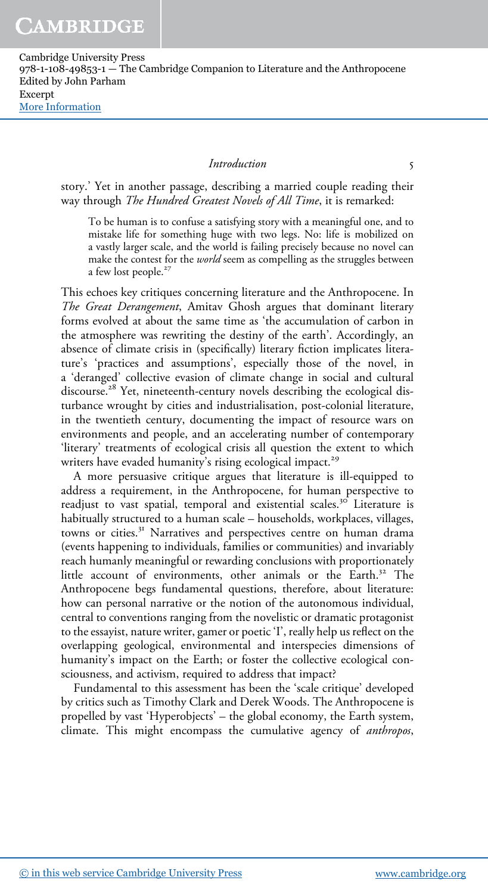story.' Yet in another passage, describing a married couple reading their way through *The Hundred Greatest Novels of All Time*, it is remarked:

> To be human is to confuse a satisfying story with a meaningful one, and to mistake life for something huge with two legs. No: life is mobilized on a vastly larger scale, and the world is failing precisely because no novel can make the contest for the *world* seem as compelling as the struggles between a few lost people.[27]

This echoes key critiques concerning literature and the Anthropocene. In *The Great Derangement*, Amitav Ghosh argues that dominant literary forms evolved at about the same time as 'the accumulation of carbon in the atmosphere was rewriting the destiny of the earth'. Accordingly, an absence of climate crisis in (specifically) literary fiction implicates literature's 'practices and assumptions', especially those of the novel, in a 'deranged' collective evasion of climate change in social and cultural discourse.[28] Yet, nineteenth-century novels describing the ecological disturbance wrought by cities and industrialisation, post-colonial literature, in the twentieth century, documenting the impact of resource wars on environments and people, and an accelerating number of contemporary 'literary' treatments of ecological crisis all question the extent to which writers have evaded humanity's rising ecological impact.[29]

A more persuasive critique argues that literature is ill-equipped to address a requirement, in the Anthropocene, for human perspective to readjust to vast spatial, temporal and existential scales.[30] Literature is habitually structured to a human scale – households, workplaces, villages, towns or cities.[31] Narratives and perspectives centre on human drama (events happening to individuals, families or communities) and invariably reach humanly meaningful or rewarding conclusions with proportionately little account of environments, other animals or the Earth.[32] The Anthropocene begs fundamental questions, therefore, about literature: how can personal narrative or the notion of the autonomous individual, central to conventions ranging from the novelistic or dramatic protagonist to the essayist, nature writer, gamer or poetic 'I', really help us reflect on the overlapping geological, environmental and interspecies dimensions of humanity's impact on the Earth; or foster the collective ecological consciousness, and activism, required to address that impact?

Fundamental to this assessment has been the 'scale critique' developed by critics such as Timothy Clark and Derek Woods. The Anthropocene is propelled by vast 'Hyperobjects' – the global economy, the Earth system, climate. This might encompass the cumulative agency of *anthropos*,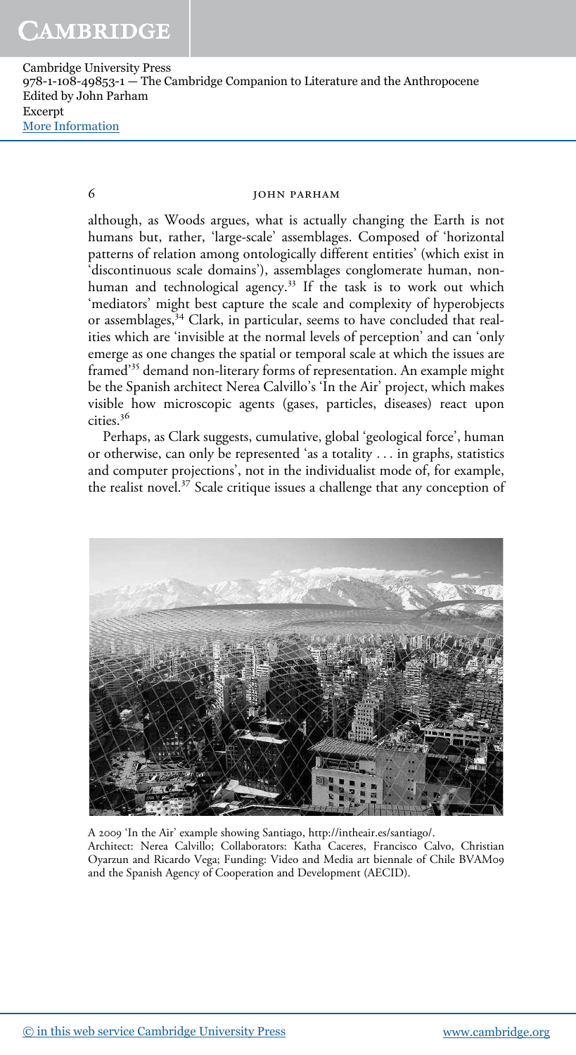although, as Woods argues, what is actually changing the Earth is not humans but, rather, 'large-scale' assemblages. Composed of 'horizontal patterns of relation among ontologically different entities' (which exist in 'discontinuous scale domains'), assemblages conglomerate human, non-human and technological agency.[33] If the task is to work out which 'mediators' might best capture the scale and complexity of hyperobjects or assemblages,[34] Clark, in particular, seems to have concluded that realities which are 'invisible at the normal levels of perception' and can 'only emerge as one changes the spatial or temporal scale at which the issues are framed'[35] demand non-literary forms of representation. An example might be the Spanish architect Nerea Calvillo's 'In the Air' project, which makes visible how microscopic agents (gases, particles, diseases) react upon cities.[36]

Perhaps, as Clark suggests, cumulative, global 'geological force', human or otherwise, can only be represented 'as a totality . . . in graphs, statistics and computer projections', not in the individualist mode of, for example, the realist novel.[37] Scale critique issues a challenge that any conception of

A 2009 'In the Air' example showing Santiago, http://intheair.es/santiago/.
Architect: Nerea Calvillo; Collaborators: Katha Caceres, Francisco Calvo, Christian Oyarzun and Ricardo Vega; Funding: Video and Media art biennale of Chile BVAM09 and the Spanish Agency of Cooperation and Development (AECID).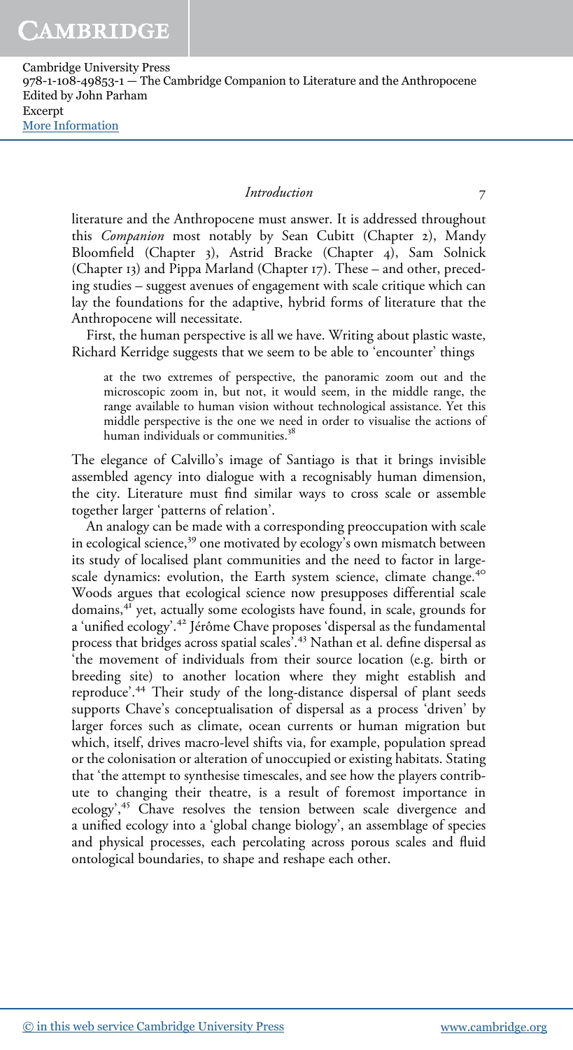literature and the Anthropocene must answer. It is addressed throughout this *Companion* most notably by Sean Cubitt (Chapter 2), Mandy Bloomfield (Chapter 3), Astrid Bracke (Chapter 4), Sam Solnick (Chapter 13) and Pippa Marland (Chapter 17). These – and other, preceding studies – suggest avenues of engagement with scale critique which can lay the foundations for the adaptive, hybrid forms of literature that the Anthropocene will necessitate.

First, the human perspective is all we have. Writing about plastic waste, Richard Kerridge suggests that we seem to be able to 'encounter' things

> at the two extremes of perspective, the panoramic zoom out and the microscopic zoom in, but not, it would seem, in the middle range, the range available to human vision without technological assistance. Yet this middle perspective is the one we need in order to visualise the actions of human individuals or communities.[38]

The elegance of Calvillo's image of Santiago is that it brings invisible assembled agency into dialogue with a recognisably human dimension, the city. Literature must find similar ways to cross scale or assemble together larger 'patterns of relation'.

An analogy can be made with a corresponding preoccupation with scale in ecological science,[39] one motivated by ecology's own mismatch between its study of localised plant communities and the need to factor in large-scale dynamics: evolution, the Earth system science, climate change.[40] Woods argues that ecological science now presupposes differential scale domains,[41] yet, actually some ecologists have found, in scale, grounds for a 'unified ecology'.[42] Jérôme Chave proposes 'dispersal as the fundamental process that bridges across spatial scales'.[43] Nathan et al. define dispersal as 'the movement of individuals from their source location (e.g. birth or breeding site) to another location where they might establish and reproduce'.[44] Their study of the long-distance dispersal of plant seeds supports Chave's conceptualisation of dispersal as a process 'driven' by larger forces such as climate, ocean currents or human migration but which, itself, drives macro-level shifts via, for example, population spread or the colonisation or alteration of unoccupied or existing habitats. Stating that 'the attempt to synthesise timescales, and see how the players contribute to changing their theatre, is a result of foremost importance in ecology',[45] Chave resolves the tension between scale divergence and a unified ecology into a 'global change biology', an assemblage of species and physical processes, each percolating across porous scales and fluid ontological boundaries, to shape and reshape each other.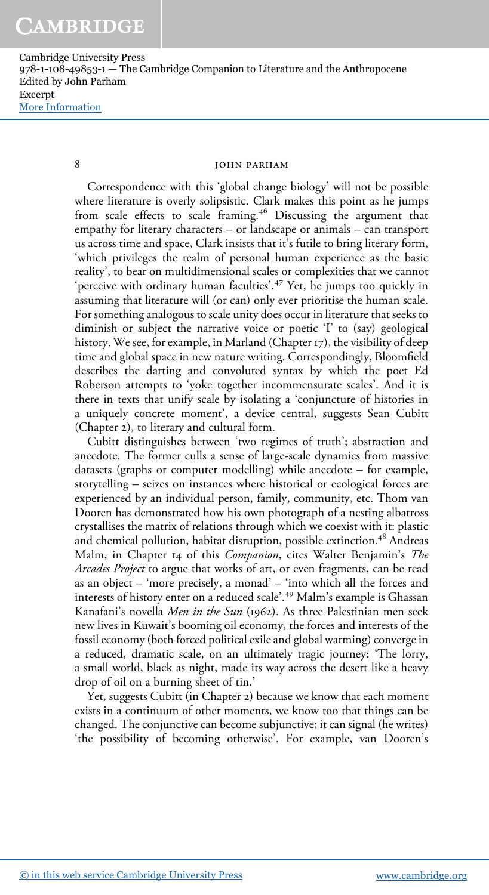Correspondence with this 'global change biology' will not be possible where literature is overly solipsistic. Clark makes this point as he jumps from scale effects to scale framing.[46] Discussing the argument that empathy for literary characters – or landscape or animals – can transport us across time and space, Clark insists that it's futile to bring literary form, 'which privileges the realm of personal human experience as the basic reality', to bear on multidimensional scales or complexities that we cannot 'perceive with ordinary human faculties'.[47] Yet, he jumps too quickly in assuming that literature will (or can) only ever prioritise the human scale. For something analogous to scale unity does occur in literature that seeks to diminish or subject the narrative voice or poetic 'I' to (say) geological history. We see, for example, in Marland (Chapter 17), the visibility of deep time and global space in new nature writing. Correspondingly, Bloomfield describes the darting and convoluted syntax by which the poet Ed Roberson attempts to 'yoke together incommensurate scales'. And it is there in texts that unify scale by isolating a 'conjuncture of histories in a uniquely concrete moment', a device central, suggests Sean Cubitt (Chapter 2), to literary and cultural form.

Cubitt distinguishes between 'two regimes of truth'; abstraction and anecdote. The former culls a sense of large-scale dynamics from massive datasets (graphs or computer modelling) while anecdote – for example, storytelling – seizes on instances where historical or ecological forces are experienced by an individual person, family, community, etc. Thom van Dooren has demonstrated how his own photograph of a nesting albatross crystallises the matrix of relations through which we coexist with it: plastic and chemical pollution, habitat disruption, possible extinction.[48] Andreas Malm, in Chapter 14 of this *Companion*, cites Walter Benjamin's *The Arcades Project* to argue that works of art, or even fragments, can be read as an object – 'more precisely, a monad' – 'into which all the forces and interests of history enter on a reduced scale'.[49] Malm's example is Ghassan Kanafani's novella *Men in the Sun* (1962). As three Palestinian men seek new lives in Kuwait's booming oil economy, the forces and interests of the fossil economy (both forced political exile and global warming) converge in a reduced, dramatic scale, on an ultimately tragic journey: 'The lorry, a small world, black as night, made its way across the desert like a heavy drop of oil on a burning sheet of tin.'

Yet, suggests Cubitt (in Chapter 2) because we know that each moment exists in a continuum of other moments, we know too that things can be changed. The conjunctive can become subjunctive; it can signal (he writes) 'the possibility of becoming otherwise'. For example, van Dooren's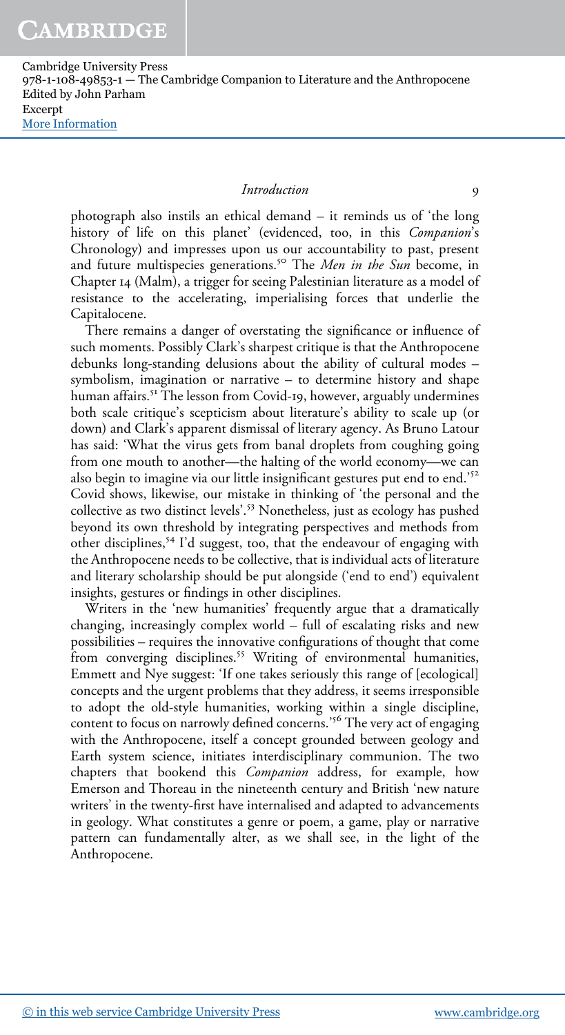photograph also instils an ethical demand – it reminds us of 'the long history of life on this planet' (evidenced, too, in this *Companion*'s Chronology) and impresses upon us our accountability to past, present and future multispecies generations.[50] The *Men in the Sun* become, in Chapter 14 (Malm), a trigger for seeing Palestinian literature as a model of resistance to the accelerating, imperialising forces that underlie the Capitalocene.

There remains a danger of overstating the significance or influence of such moments. Possibly Clark's sharpest critique is that the Anthropocene debunks long-standing delusions about the ability of cultural modes – symbolism, imagination or narrative – to determine history and shape human affairs.[51] The lesson from Covid-19, however, arguably undermines both scale critique's scepticism about literature's ability to scale up (or down) and Clark's apparent dismissal of literary agency. As Bruno Latour has said: 'What the virus gets from banal droplets from coughing going from one mouth to another—the halting of the world economy—we can also begin to imagine via our little insignificant gestures put end to end.'[52] Covid shows, likewise, our mistake in thinking of 'the personal and the collective as two distinct levels'.[53] Nonetheless, just as ecology has pushed beyond its own threshold by integrating perspectives and methods from other disciplines,[54] I'd suggest, too, that the endeavour of engaging with the Anthropocene needs to be collective, that is individual acts of literature and literary scholarship should be put alongside ('end to end') equivalent insights, gestures or findings in other disciplines.

Writers in the 'new humanities' frequently argue that a dramatically changing, increasingly complex world – full of escalating risks and new possibilities – requires the innovative configurations of thought that come from converging disciplines.[55] Writing of environmental humanities, Emmett and Nye suggest: 'If one takes seriously this range of [ecological] concepts and the urgent problems that they address, it seems irresponsible to adopt the old-style humanities, working within a single discipline, content to focus on narrowly defined concerns.'[56] The very act of engaging with the Anthropocene, itself a concept grounded between geology and Earth system science, initiates interdisciplinary communion. The two chapters that bookend this *Companion* address, for example, how Emerson and Thoreau in the nineteenth century and British 'new nature writers' in the twenty-first have internalised and adapted to advancements in geology. What constitutes a genre or poem, a game, play or narrative pattern can fundamentally alter, as we shall see, in the light of the Anthropocene.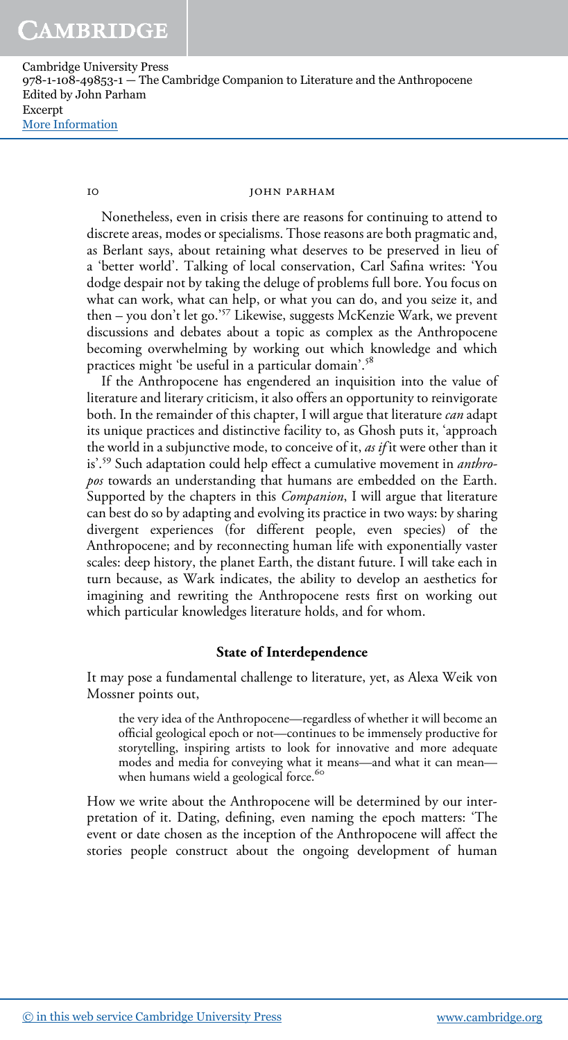Nonetheless, even in crisis there are reasons for continuing to attend to discrete areas, modes or specialisms. Those reasons are both pragmatic and, as Berlant says, about retaining what deserves to be preserved in lieu of a 'better world'. Talking of local conservation, Carl Safina writes: 'You dodge despair not by taking the deluge of problems full bore. You focus on what can work, what can help, or what you can do, and you seize it, and then – you don't let go.'[57] Likewise, suggests McKenzie Wark, we prevent discussions and debates about a topic as complex as the Anthropocene becoming overwhelming by working out which knowledge and which practices might 'be useful in a particular domain'.[58]

If the Anthropocene has engendered an inquisition into the value of literature and literary criticism, it also offers an opportunity to reinvigorate both. In the remainder of this chapter, I will argue that literature *can* adapt its unique practices and distinctive facility to, as Ghosh puts it, 'approach the world in a subjunctive mode, to conceive of it, *as if* it were other than it is'.[59] Such adaptation could help effect a cumulative movement in *anthropos* towards an understanding that humans are embedded on the Earth. Supported by the chapters in this *Companion*, I will argue that literature can best do so by adapting and evolving its practice in two ways: by sharing divergent experiences (for different people, even species) of the Anthropocene; and by reconnecting human life with exponentially vaster scales: deep history, the planet Earth, the distant future. I will take each in turn because, as Wark indicates, the ability to develop an aesthetics for imagining and rewriting the Anthropocene rests first on working out which particular knowledges literature holds, and for whom.

## State of Interdependence

It may pose a fundamental challenge to literature, yet, as Alexa Weik von Mossner points out,

> the very idea of the Anthropocene—regardless of whether it will become an official geological epoch or not—continues to be immensely productive for storytelling, inspiring artists to look for innovative and more adequate modes and media for conveying what it means—and what it can mean—when humans wield a geological force.[60]

How we write about the Anthropocene will be determined by our interpretation of it. Dating, defining, even naming the epoch matters: 'The event or date chosen as the inception of the Anthropocene will affect the stories people construct about the ongoing development of human